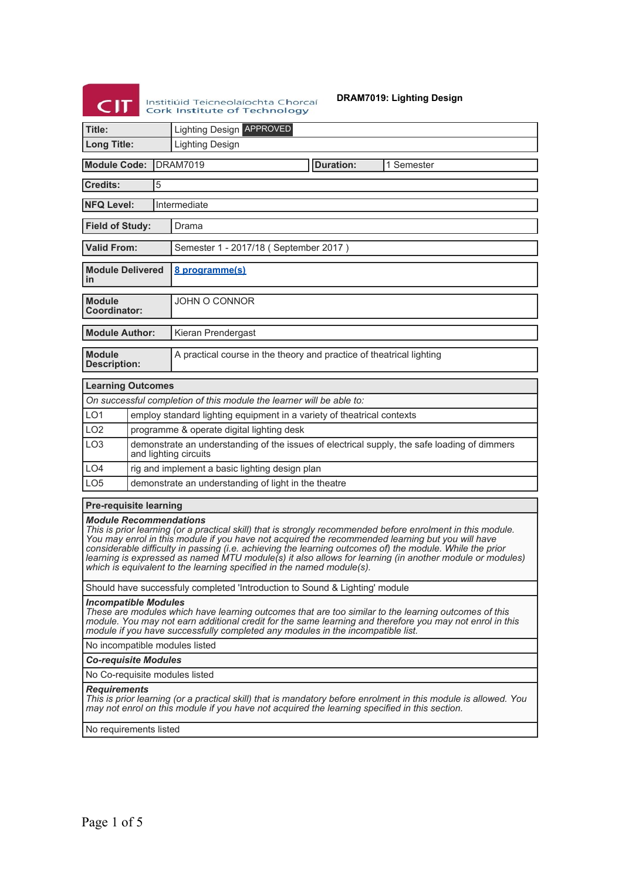Institiúid Teicneolaíochta Chorcaí
Cork Institute of Technology

**DRAM7019: Lighting Design**

| | |
|---|---|
| **Title:** | Lighting Design APPROVED |
| **Long Title:** | Lighting Design |

| | | | |
|---|---|---|---|
| **Module Code:** | DRAM7019 | **Duration:** | 1 Semester |

| | |
|---|---|
| **Credits:** | 5 |
| **NFQ Level:** | Intermediate |
| **Field of Study:** | Drama |
| **Valid From:** | Semester 1 - 2017/18 ( September 2017 ) |
| **Module Delivered in** | 8 programme(s) |
| **Module Coordinator:** | JOHN O CONNOR |
| **Module Author:** | Kieran Prendergast |
| **Module Description:** | A practical course in the theory and practice of theatrical lighting |

| **Learning Outcomes** | |
|---|---|
| *On successful completion of this module the learner will be able to:* | |
| LO1 | employ standard lighting equipment in a variety of theatrical contexts |
| LO2 | programme & operate digital lighting desk |
| LO3 | demonstrate an understanding of the issues of electrical supply, the safe loading of dimmers and lighting circuits |
| LO4 | rig and implement a basic lighting design plan |
| LO5 | demonstrate an understanding of light in the theatre |

**Pre-requisite learning**

***Module Recommendations***
*This is prior learning (or a practical skill) that is strongly recommended before enrolment in this module. You may enrol in this module if you have not acquired the recommended learning but you will have considerable difficulty in passing (i.e. achieving the learning outcomes of) the module. While the prior learning is expressed as named MTU module(s) it also allows for learning (in another module or modules) which is equivalent to the learning specified in the named module(s).*

Should have successfully completed 'Introduction to Sound & Lighting' module

***Incompatible Modules***
*These are modules which have learning outcomes that are too similar to the learning outcomes of this module. You may not earn additional credit for the same learning and therefore you may not enrol in this module if you have successfully completed any modules in the incompatible list.*

No incompatible modules listed

***Co-requisite Modules***

No Co-requisite modules listed

***Requirements***
*This is prior learning (or a practical skill) that is mandatory before enrolment in this module is allowed. You may not enrol on this module if you have not acquired the learning specified in this section.*

No requirements listed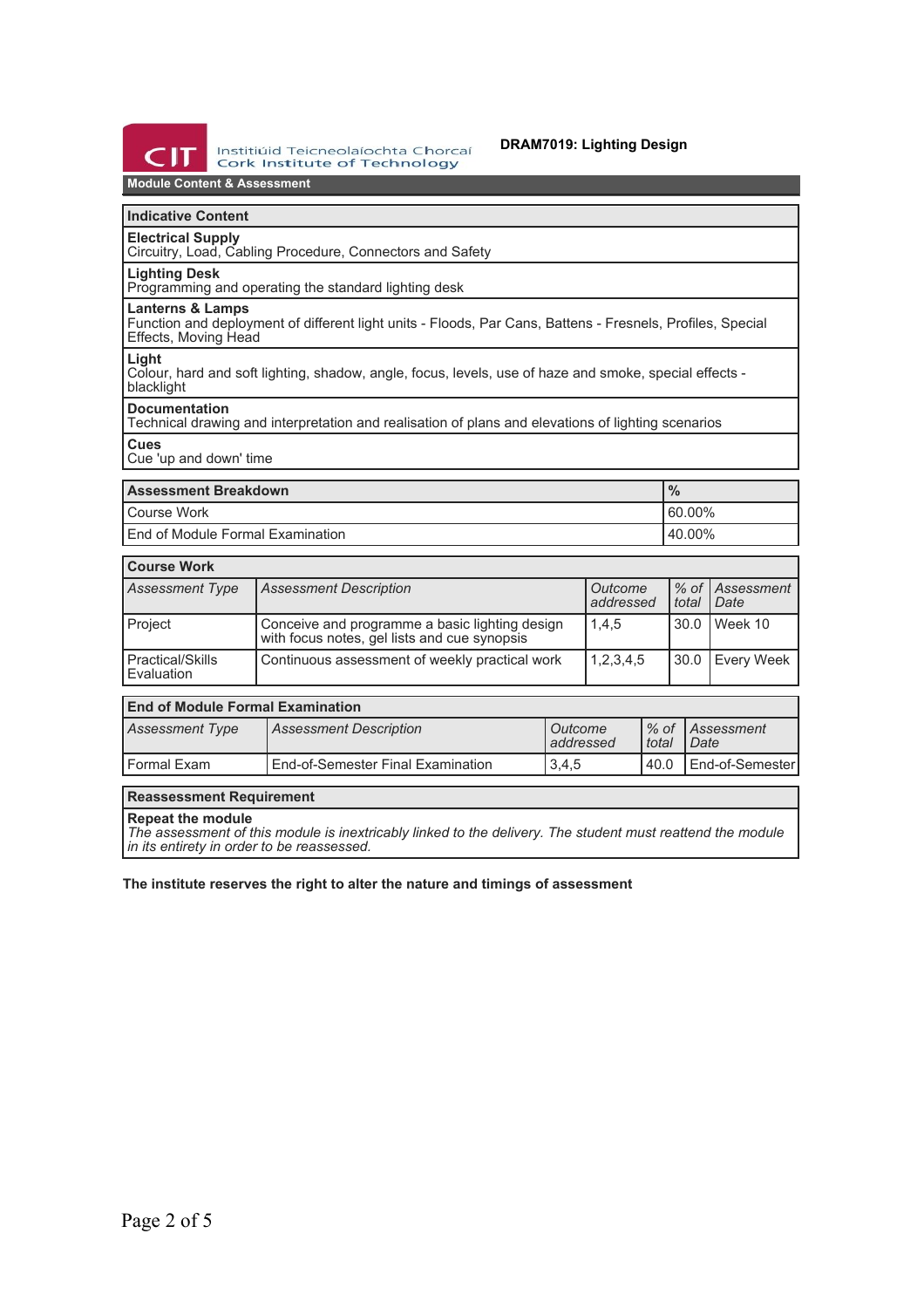**DRAM7019: Lighting Design**

## Module Content & Assessment

### Indicative Content

**Electrical Supply**
Circuitry, Load, Cabling Procedure, Connectors and Safety

**Lighting Desk**
Programming and operating the standard lighting desk

**Lanterns & Lamps**
Function and deployment of different light units - Floods, Par Cans, Battens - Fresnels, Profiles, Special Effects, Moving Head

**Light**
Colour, hard and soft lighting, shadow, angle, focus, levels, use of haze and smoke, special effects - blacklight

**Documentation**
Technical drawing and interpretation and realisation of plans and elevations of lighting scenarios

**Cues**
Cue 'up and down' time

| Assessment Breakdown | % |
|---|---|
| Course Work | 60.00% |
| End of Module Formal Examination | 40.00% |

### Course Work

| *Assessment Type* | *Assessment Description* | *Outcome addressed* | *% of total* | *Assessment Date* |
|---|---|---|---|---|
| Project | Conceive and programme a basic lighting design with focus notes, gel lists and cue synopsis | 1,4,5 | 30.0 | Week 10 |
| Practical/Skills Evaluation | Continuous assessment of weekly practical work | 1,2,3,4,5 | 30.0 | Every Week |

### End of Module Formal Examination

| *Assessment Type* | *Assessment Description* | *Outcome addressed* | *% of total* | *Assessment Date* |
|---|---|---|---|---|
| Formal Exam | End-of-Semester Final Examination | 3,4,5 | 40.0 | End-of-Semester |

### Reassessment Requirement

**Repeat the module**
*The assessment of this module is inextricably linked to the delivery. The student must reattend the module in its entirety in order to be reassessed.*

**The institute reserves the right to alter the nature and timings of assessment**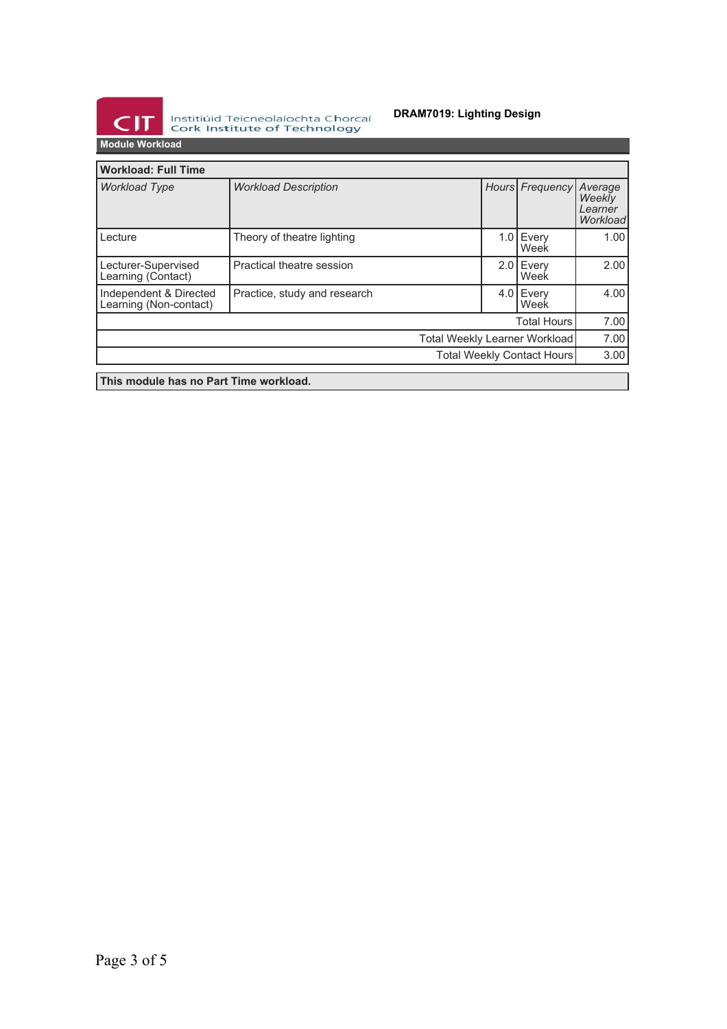## Module Workload

| Workload: Full Time | | | | |
|---|---|---|---|---|
| *Workload Type* | *Workload Description* | *Hours* | *Frequency* | *Average Weekly Learner Workload* |
| Lecture | Theory of theatre lighting | 1.0 | Every Week | 1.00 |
| Lecturer-Supervised Learning (Contact) | Practical theatre session | 2.0 | Every Week | 2.00 |
| Independent & Directed Learning (Non-contact) | Practice, study and research | 4.0 | Every Week | 4.00 |
| | | | Total Hours | 7.00 |
| | | | Total Weekly Learner Workload | 7.00 |
| | | | Total Weekly Contact Hours | 3.00 |

**This module has no Part Time workload.**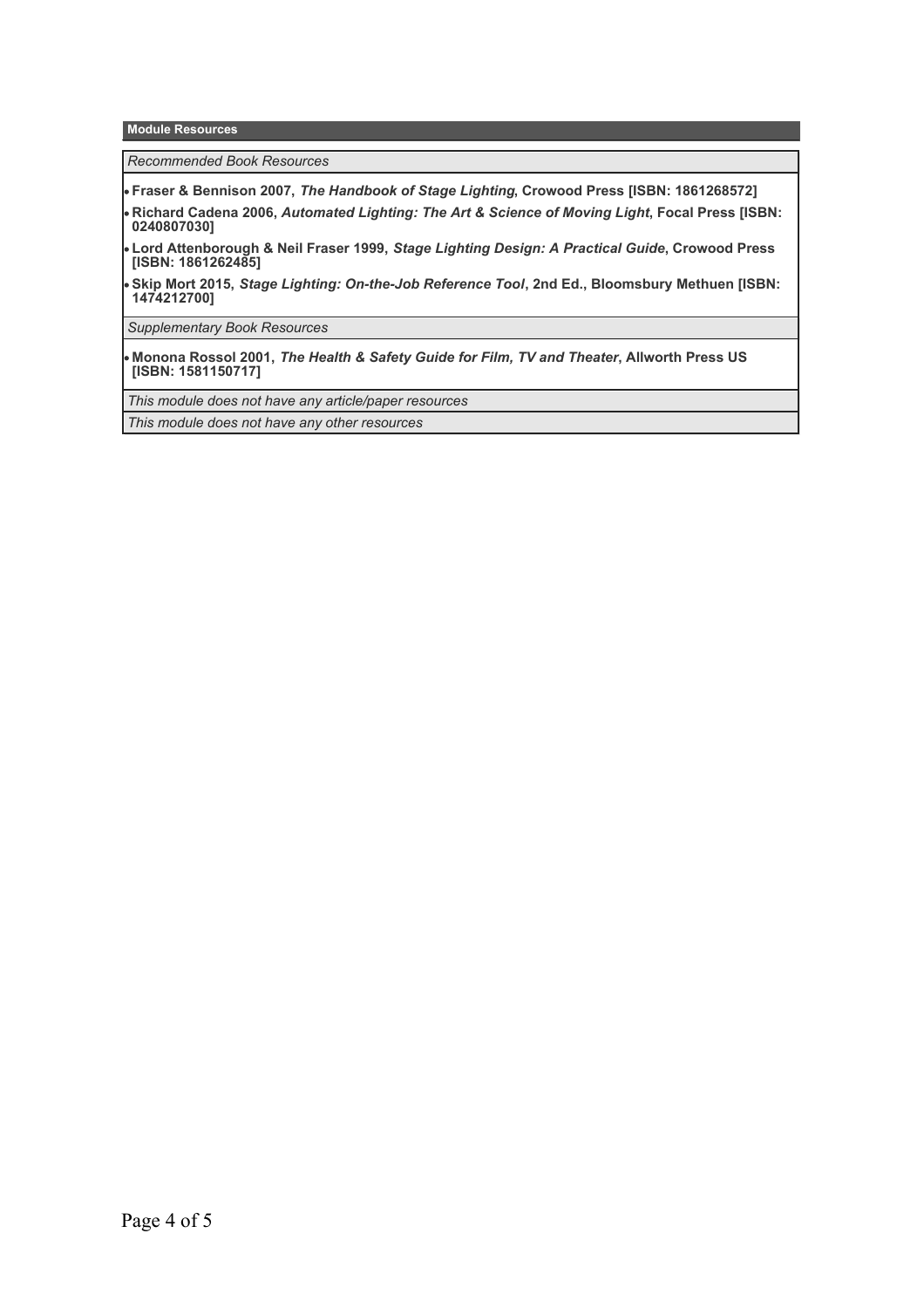## Module Resources

*Recommended Book Resources*

- **Fraser & Bennison 2007,** ***The Handbook of Stage Lighting*****, Crowood Press [ISBN: 1861268572]**
- **Richard Cadena 2006,** ***Automated Lighting: The Art & Science of Moving Light*****, Focal Press [ISBN: 0240807030]**
- **Lord Attenborough & Neil Fraser 1999,** ***Stage Lighting Design: A Practical Guide*****, Crowood Press [ISBN: 1861262485]**
- **Skip Mort 2015,** ***Stage Lighting: On-the-Job Reference Tool*****, 2nd Ed., Bloomsbury Methuen [ISBN: 1474212700]**

*Supplementary Book Resources*

- **Monona Rossol 2001,** ***The Health & Safety Guide for Film, TV and Theater*****, Allworth Press US [ISBN: 1581150717]**

*This module does not have any article/paper resources*

*This module does not have any other resources*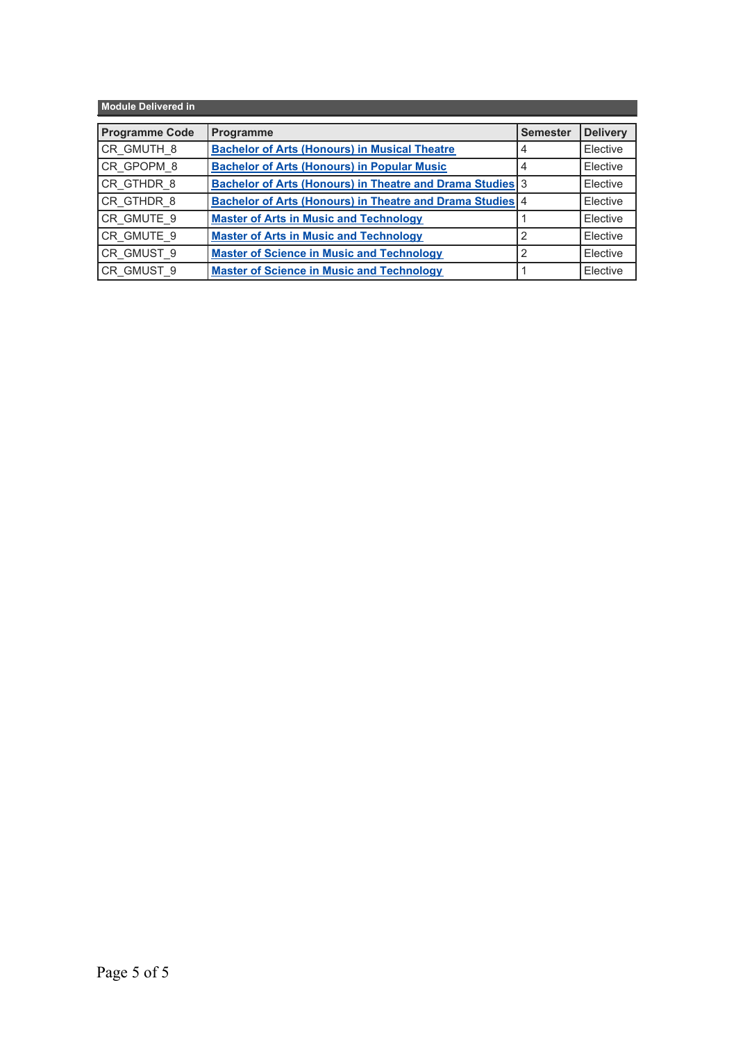## Module Delivered in

| Programme Code | Programme | Semester | Delivery |
|---|---|---|---|
| CR_GMUTH_8 | Bachelor of Arts (Honours) in Musical Theatre | 4 | Elective |
| CR_GPOPM_8 | Bachelor of Arts (Honours) in Popular Music | 4 | Elective |
| CR_GTHDR_8 | Bachelor of Arts (Honours) in Theatre and Drama Studies | 3 | Elective |
| CR_GTHDR_8 | Bachelor of Arts (Honours) in Theatre and Drama Studies | 4 | Elective |
| CR_GMUTE_9 | Master of Arts in Music and Technology | 1 | Elective |
| CR_GMUTE_9 | Master of Arts in Music and Technology | 2 | Elective |
| CR_GMUST_9 | Master of Science in Music and Technology | 2 | Elective |
| CR_GMUST_9 | Master of Science in Music and Technology | 1 | Elective |